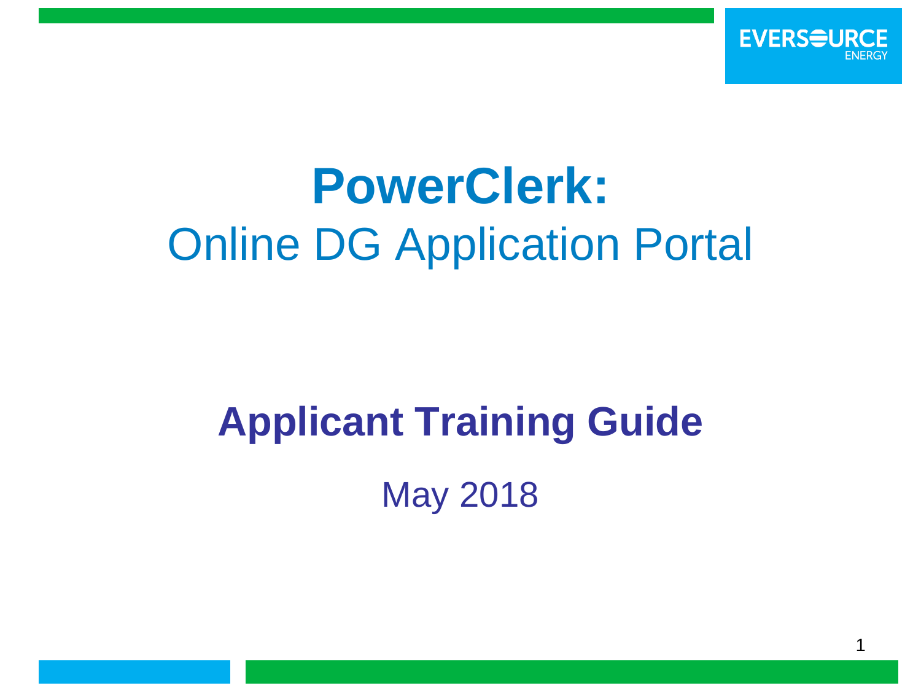# PowerClerk:
## Online DG Application Portal

## Applicant Training Guide

May 2018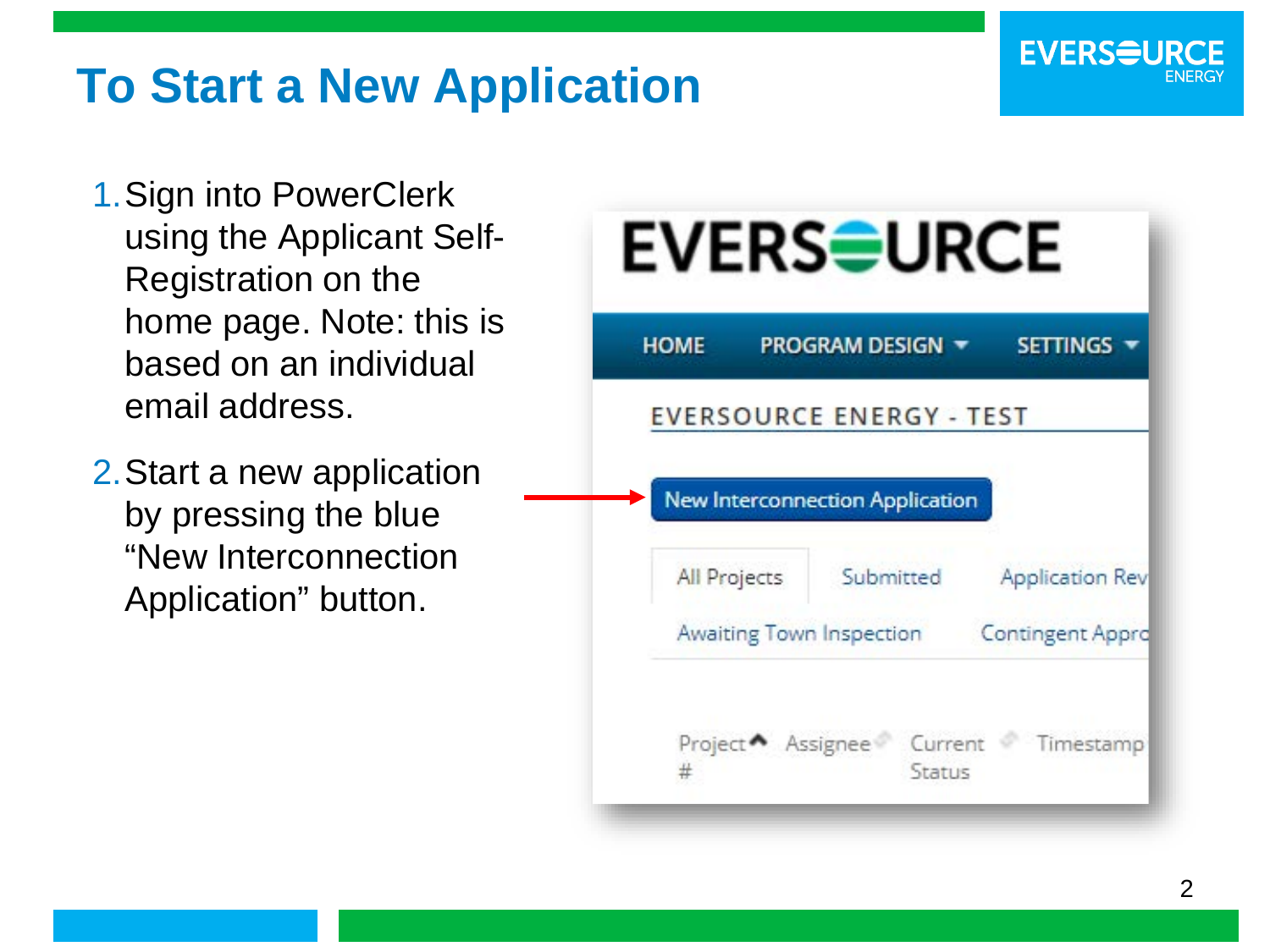# To Start a New Application

1. Sign into PowerClerk using the Applicant Self-Registration on the home page. Note: this is based on an individual email address.
2. Start a new application by pressing the blue “New Interconnection Application” button.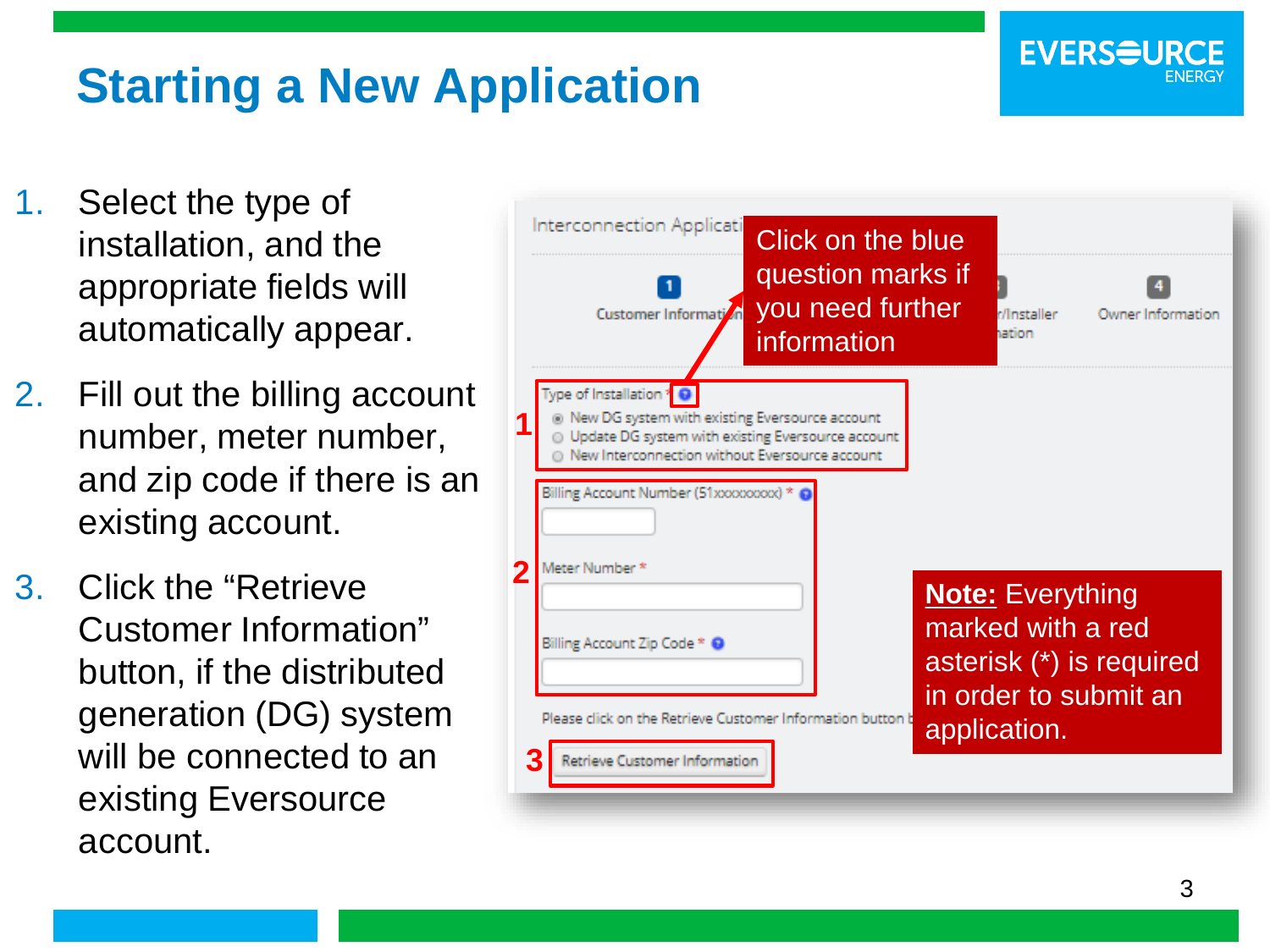# Starting a New Application

1. Select the type of installation, and the appropriate fields will automatically appear.
2. Fill out the billing account number, meter number, and zip code if there is an existing account.
3. Click the "Retrieve Customer Information" button, if the distributed generation (DG) system will be connected to an existing Eversource account.

Click on the blue question marks if you need further information

**Note:** Everything marked with a red asterisk (*) is required in order to submit an application.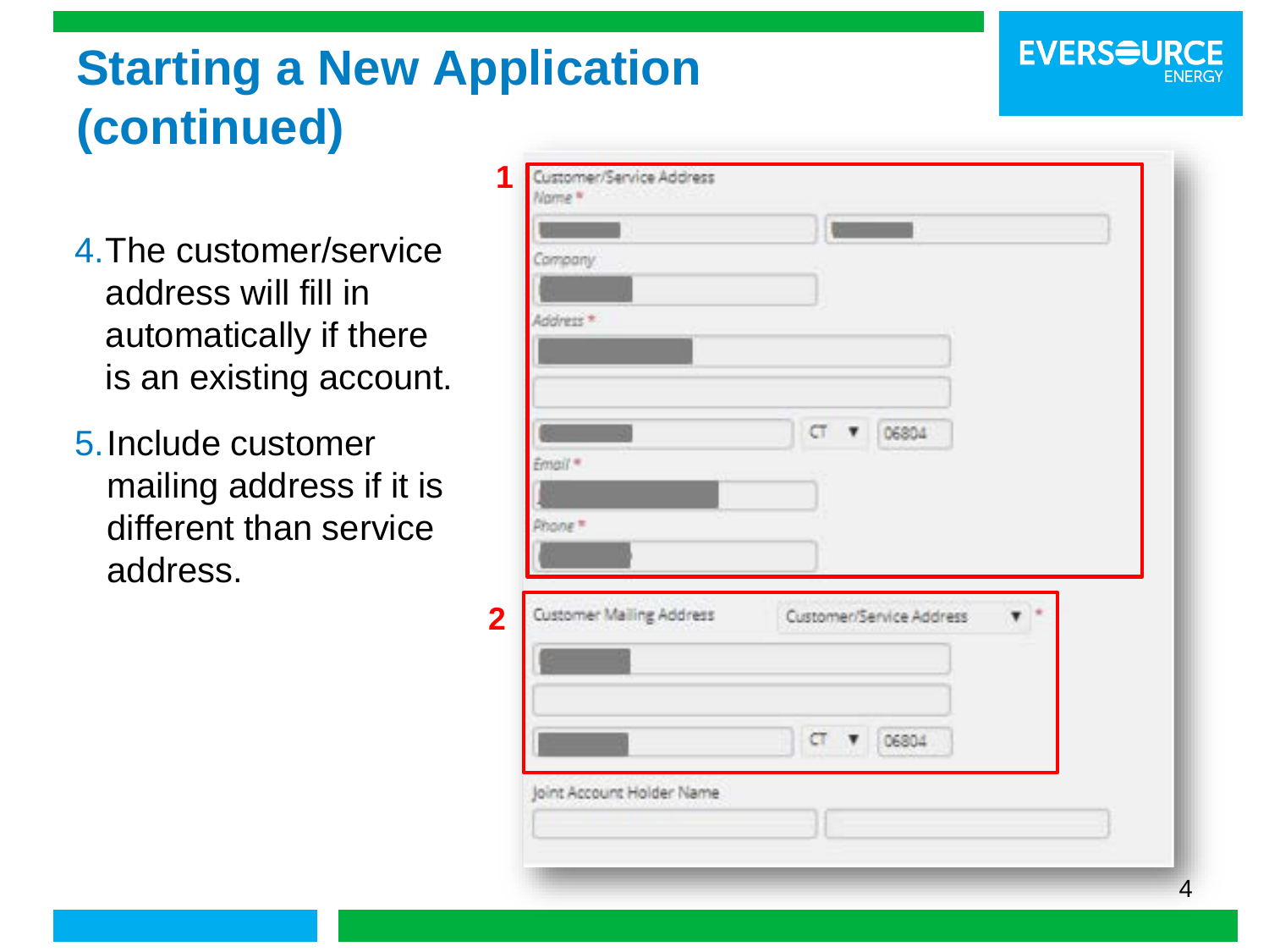# Starting a New Application (continued)

4. The customer/service address will fill in automatically if there is an existing account.
5. Include customer mailing address if it is different than service address.

1

Customer/Service Address

Name *

Company

Address *

CT ▼ 06804

Email *

Phone *

2

Customer Mailing Address | Customer/Service Address ▼ *

CT ▼ 06804

Joint Account Holder Name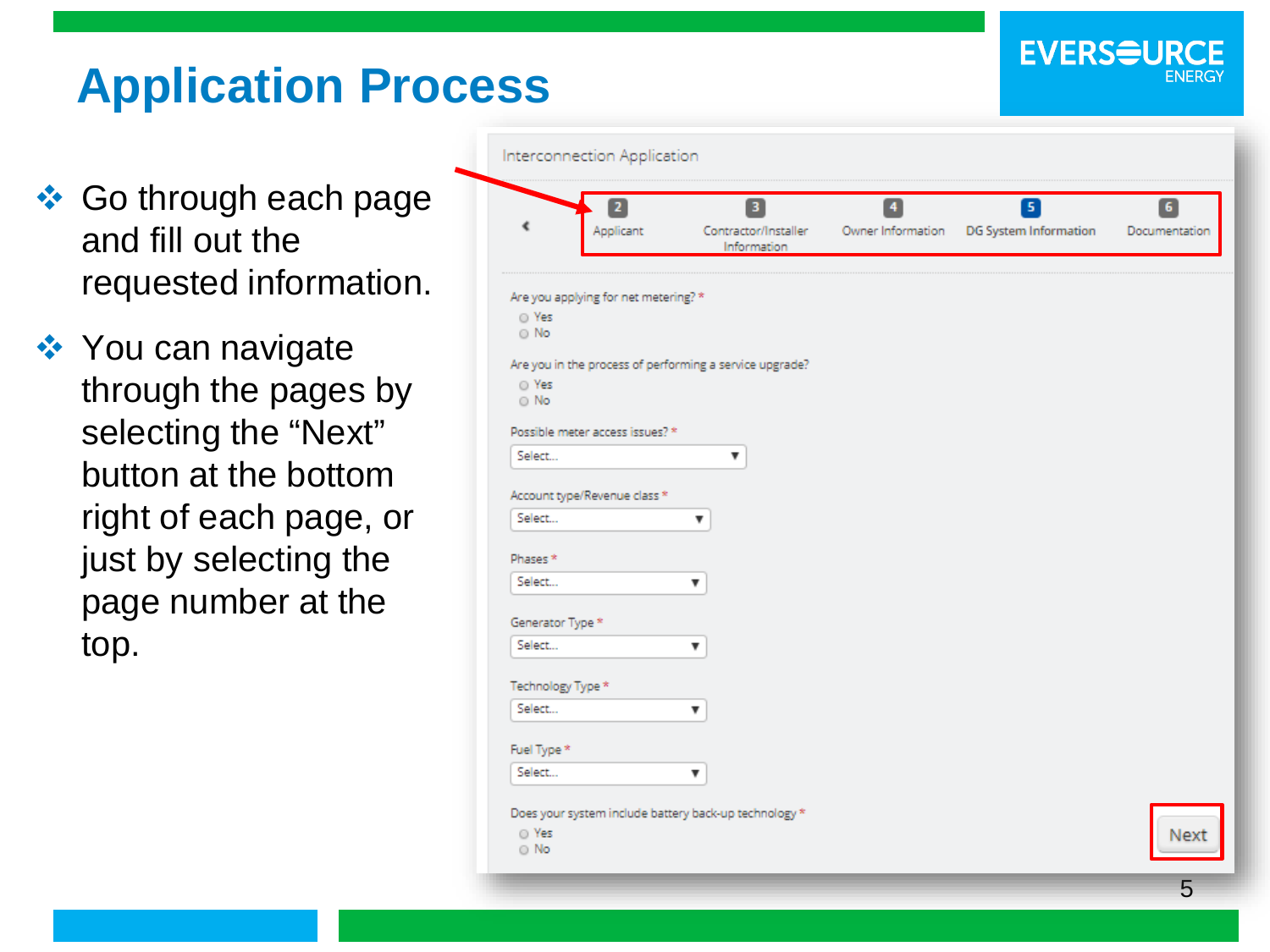# Application Process

- Go through each page and fill out the requested information.
- You can navigate through the pages by selecting the "Next" button at the bottom right of each page, or just by selecting the page number at the top.

Interconnection Application

2 Applicant | 3 Contractor/Installer Information | 4 Owner Information | 5 DG System Information | 6 Documentation

Are you applying for net metering? *
- Yes
- No

Are you in the process of performing a service upgrade?
- Yes
- No

Possible meter access issues? *
Select...

Account type/Revenue class *
Select...

Phases *
Select...

Generator Type *
Select...

Technology Type *
Select...

Fuel Type *
Select...

Does your system include battery back-up technology *
- Yes
- No

Next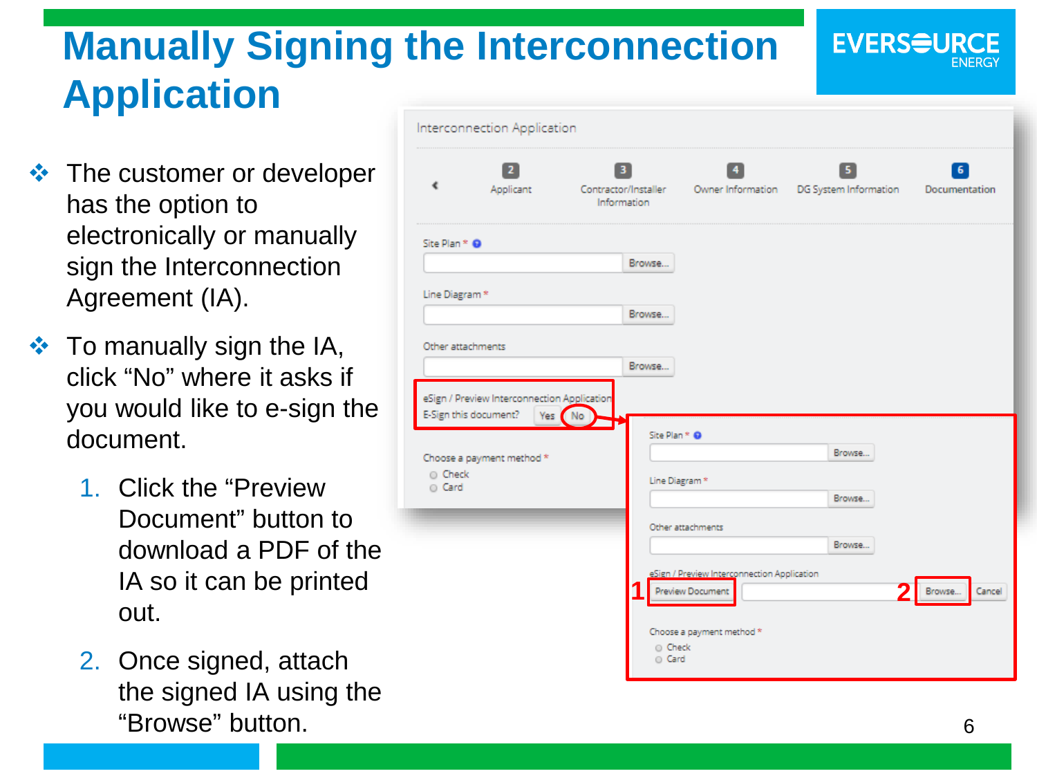# Manually Signing the Interconnection Application

- The customer or developer has the option to electronically or manually sign the Interconnection Agreement (IA).
- To manually sign the IA, click "No" where it asks if you would like to e-sign the document.
  1. Click the "Preview Document" button to download a PDF of the IA so it can be printed out.
  2. Once signed, attach the signed IA using the "Browse" button.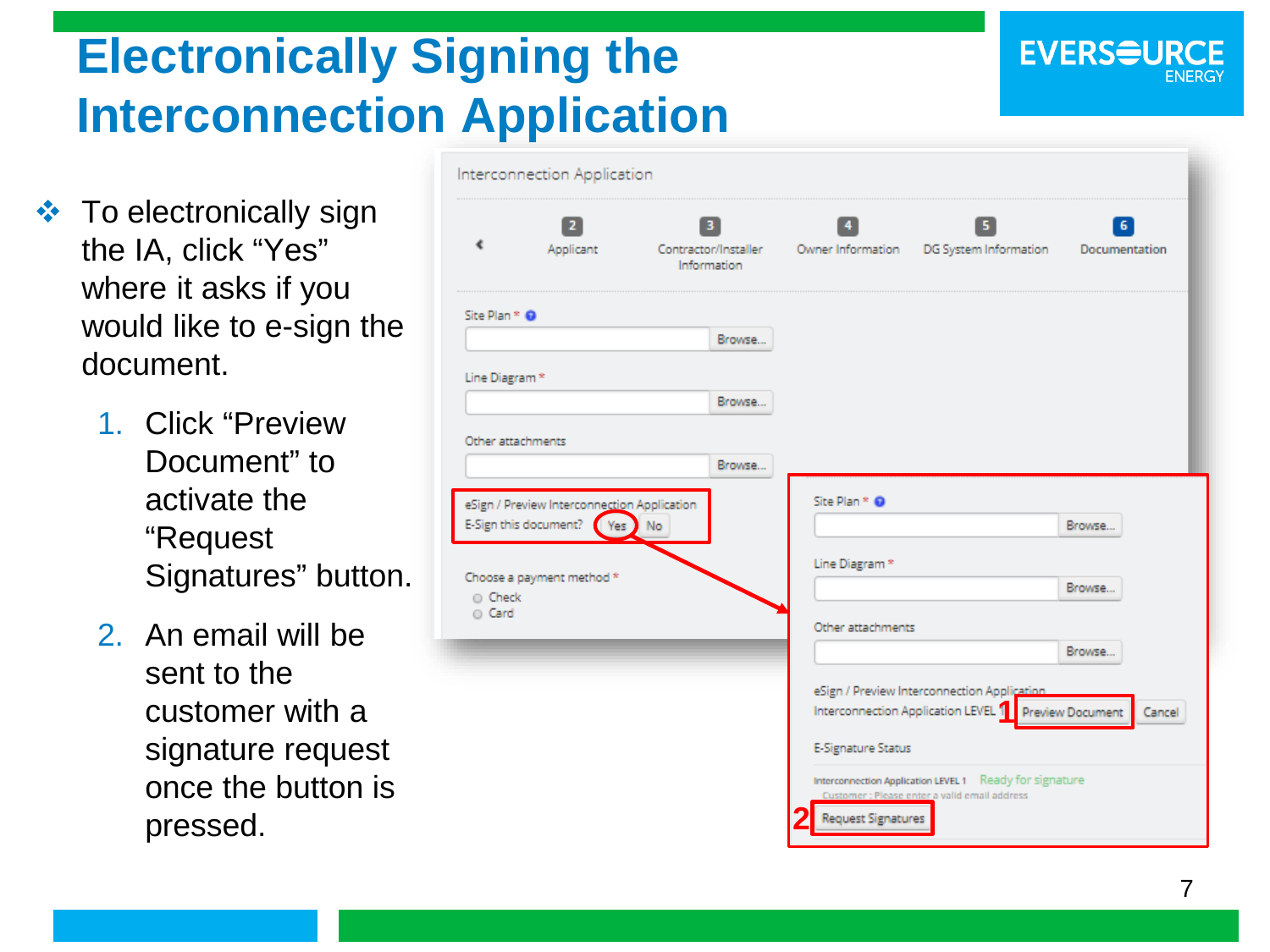# Electronically Signing the Interconnection Application

- To electronically sign the IA, click “Yes” where it asks if you would like to e-sign the document.
  1. Click “Preview Document” to activate the “Request Signatures” button.
  2. An email will be sent to the customer with a signature request once the button is pressed.

Interconnection Application

2 Applicant | 3 Contractor/Installer Information | 4 Owner Information | 5 DG System Information | 6 Documentation

Site Plan * Browse...

Line Diagram * Browse...

Other attachments Browse...

eSign / Preview Interconnection Application
E-Sign this document? Yes No

Choose a payment method *
Check
Card

Site Plan * Browse...

Line Diagram * Browse...

Other attachments Browse...

eSign / Preview Interconnection Application
Interconnection Application LEVEL 1 Preview Document Cancel

E-Signature Status

Interconnection Application LEVEL 1 Ready for signature
Customer : Please enter a valid email address

Request Signatures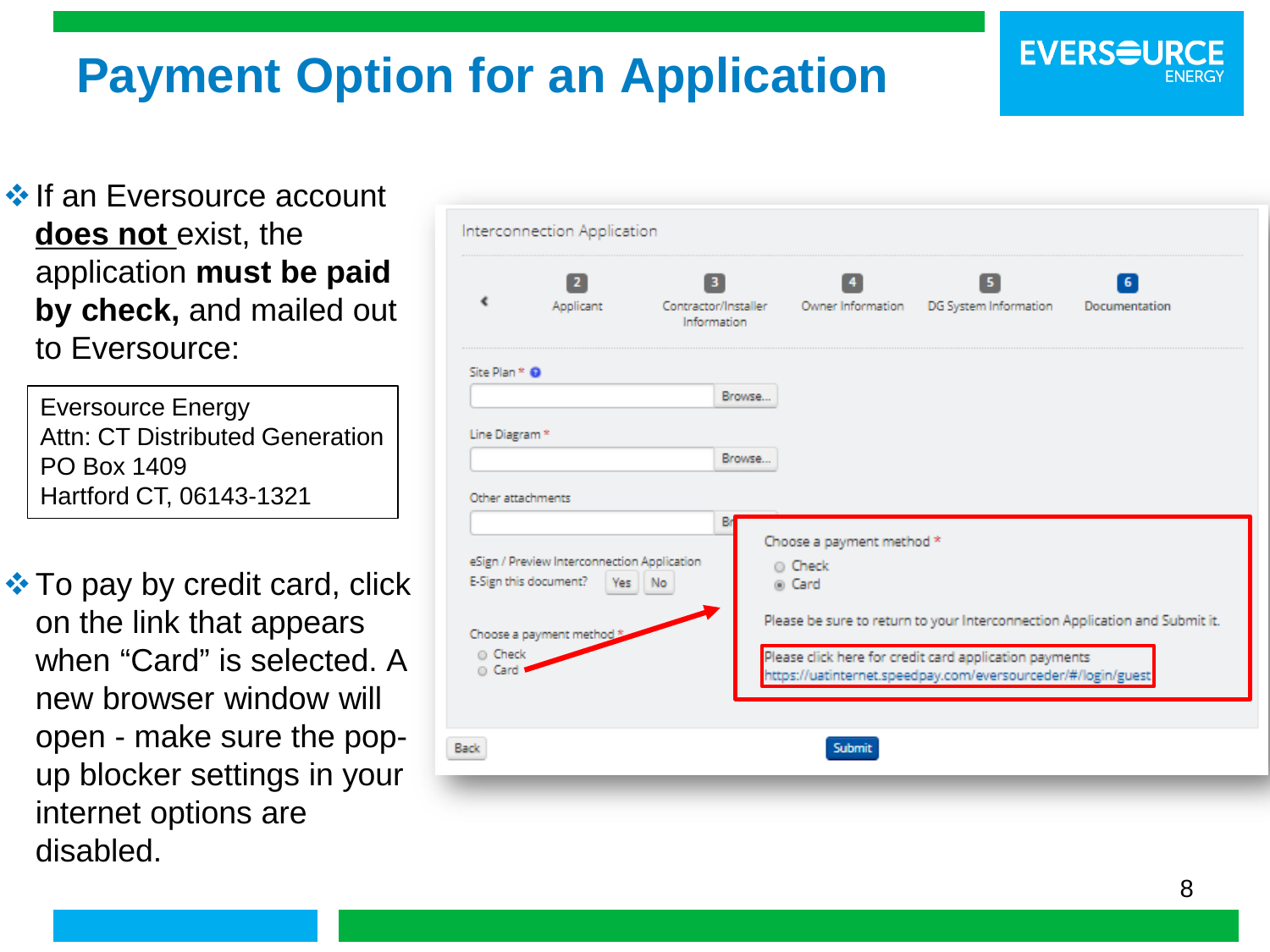# Payment Option for an Application

- If an Eversource account **does not** exist, the application **must be paid by check,** and mailed out to Eversource:

Eversource Energy
Attn: CT Distributed Generation
PO Box 1409
Hartford CT, 06143-1321

- To pay by credit card, click on the link that appears when "Card" is selected. A new browser window will open - make sure the pop-up blocker settings in your internet options are disabled.

Interconnection Application

2 Applicant | 3 Contractor/Installer Information | 4 Owner Information | 5 DG System Information | 6 Documentation

Site Plan * Browse...

Line Diagram * Browse...

Other attachments

eSign / Preview Interconnection Application
E-Sign this document? Yes No

Choose a payment method *
- Check
- Card

Choose a payment method *
- Check
- Card

Please be sure to return to your Interconnection Application and Submit it.

Please click here for credit card application payments
https://uatinternet.speedpay.com/eversourceder/#/login/guest

Back | Submit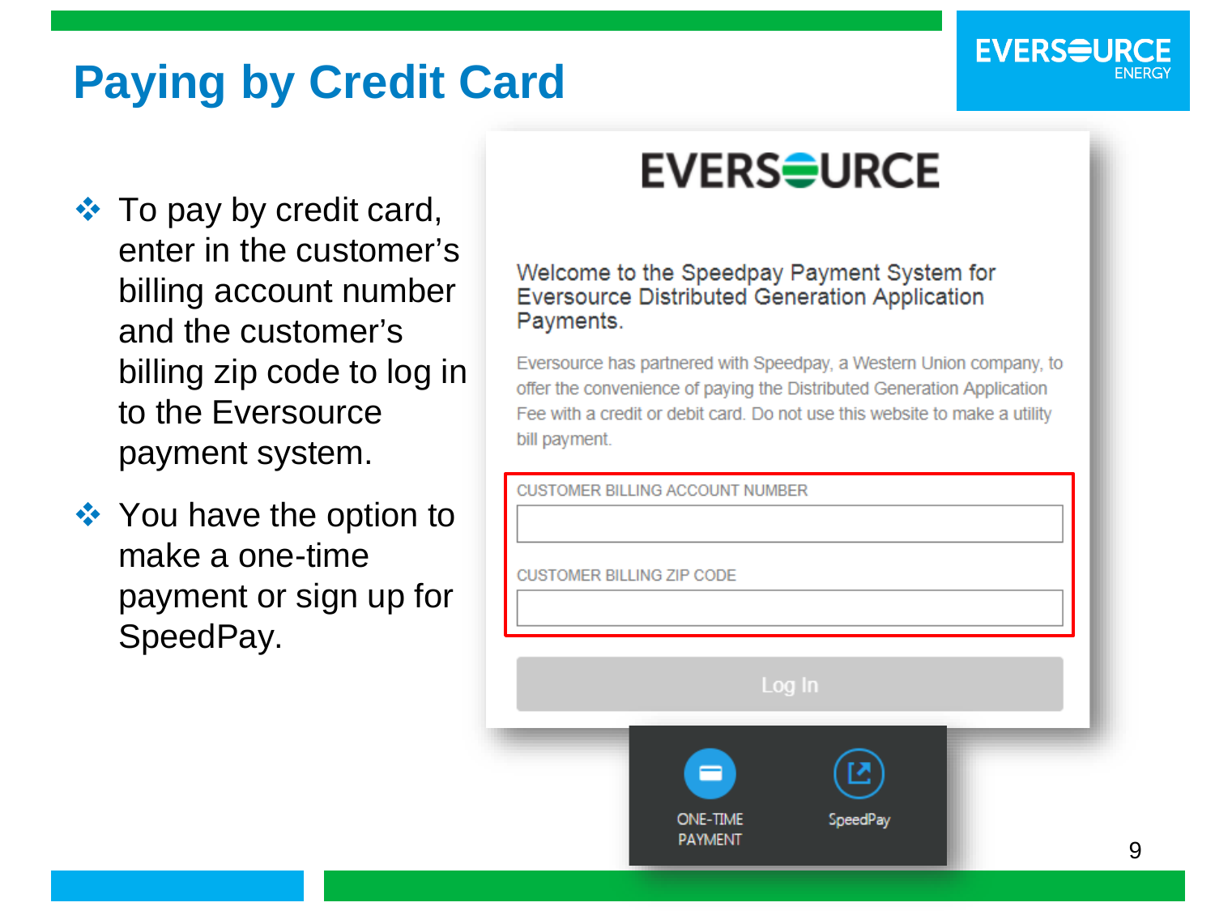# Paying by Credit Card

- To pay by credit card, enter in the customer's billing account number and the customer's billing zip code to log in to the Eversource payment system.
- You have the option to make a one-time payment or sign up for SpeedPay.

EVERSOURCE

Welcome to the Speedpay Payment System for Eversource Distributed Generation Application Payments.

Eversource has partnered with Speedpay, a Western Union company, to offer the convenience of paying the Distributed Generation Application Fee with a credit or debit card. Do not use this website to make a utility bill payment.

CUSTOMER BILLING ACCOUNT NUMBER

CUSTOMER BILLING ZIP CODE

Log In

ONE-TIME PAYMENT

SpeedPay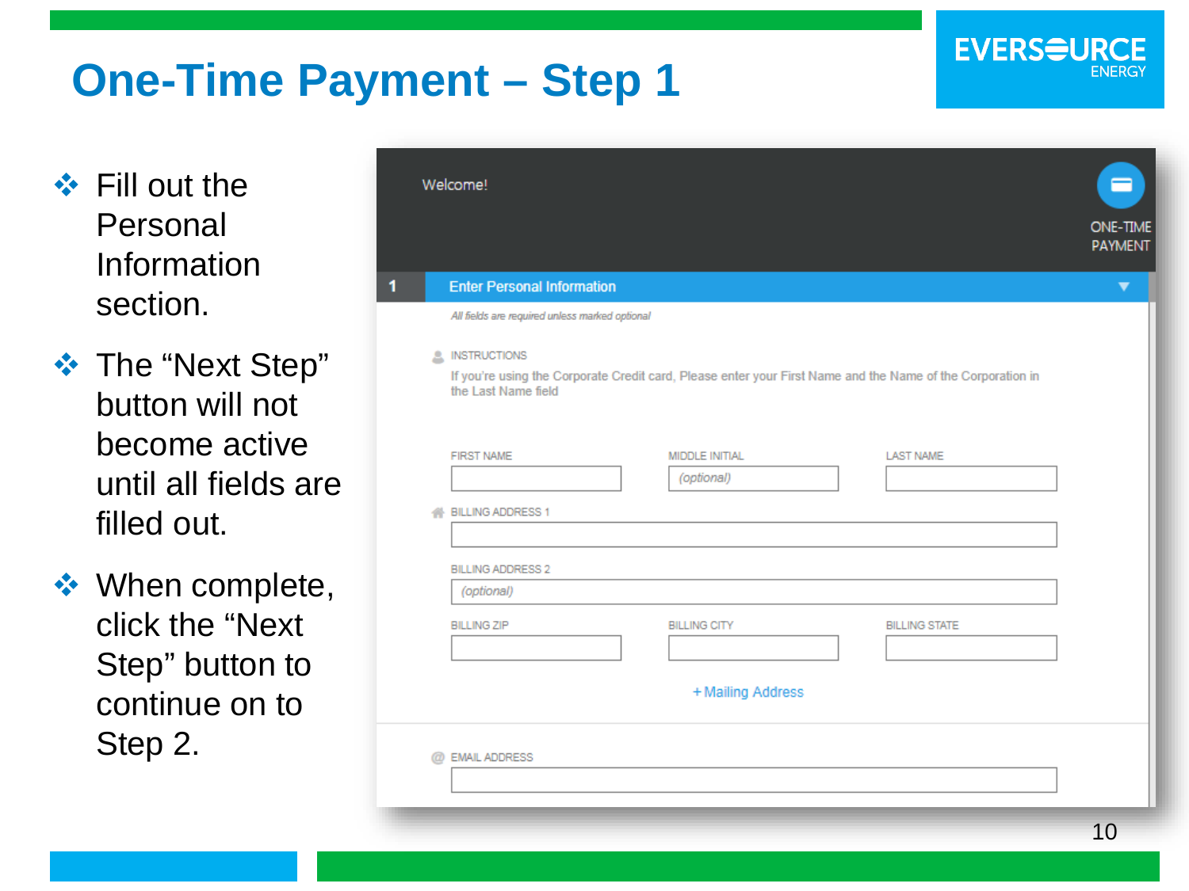# One-Time Payment – Step 1

- Fill out the Personal Information section.
- The “Next Step” button will not become active until all fields are filled out.
- When complete, click the “Next Step” button to continue on to Step 2.

Welcome!

ONE-TIME PAYMENT

1 Enter Personal Information

*All fields are required unless marked optional*

INSTRUCTIONS

If you're using the Corporate Credit card, Please enter your First Name and the Name of the Corporation in the Last Name field

FIRST NAME

MIDDLE INITIAL (optional)

LAST NAME

BILLING ADDRESS 1

BILLING ADDRESS 2 (optional)

BILLING ZIP

BILLING CITY

BILLING STATE

+ Mailing Address

EMAIL ADDRESS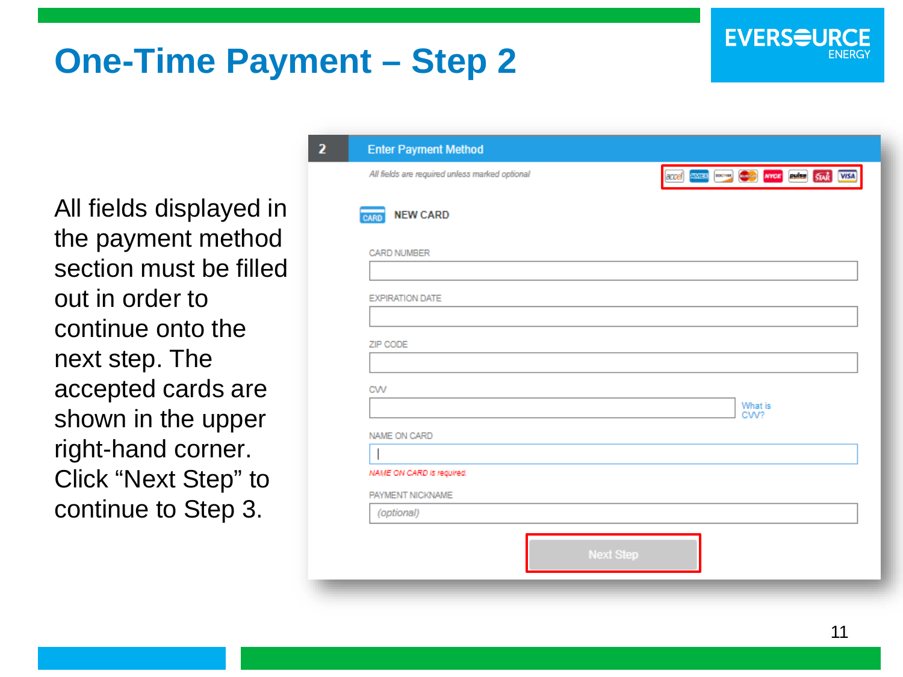# One-Time Payment – Step 2

All fields displayed in the payment method section must be filled out in order to continue onto the next step. The accepted cards are shown in the upper right-hand corner. Click "Next Step" to continue to Step 3.

**2** Enter Payment Method

*All fields are required unless marked optional*

NEW CARD

CARD NUMBER

EXPIRATION DATE

ZIP CODE

CVV

What is CVV?

NAME ON CARD

*NAME ON CARD is required.*

PAYMENT NICKNAME

*(optional)*

Next Step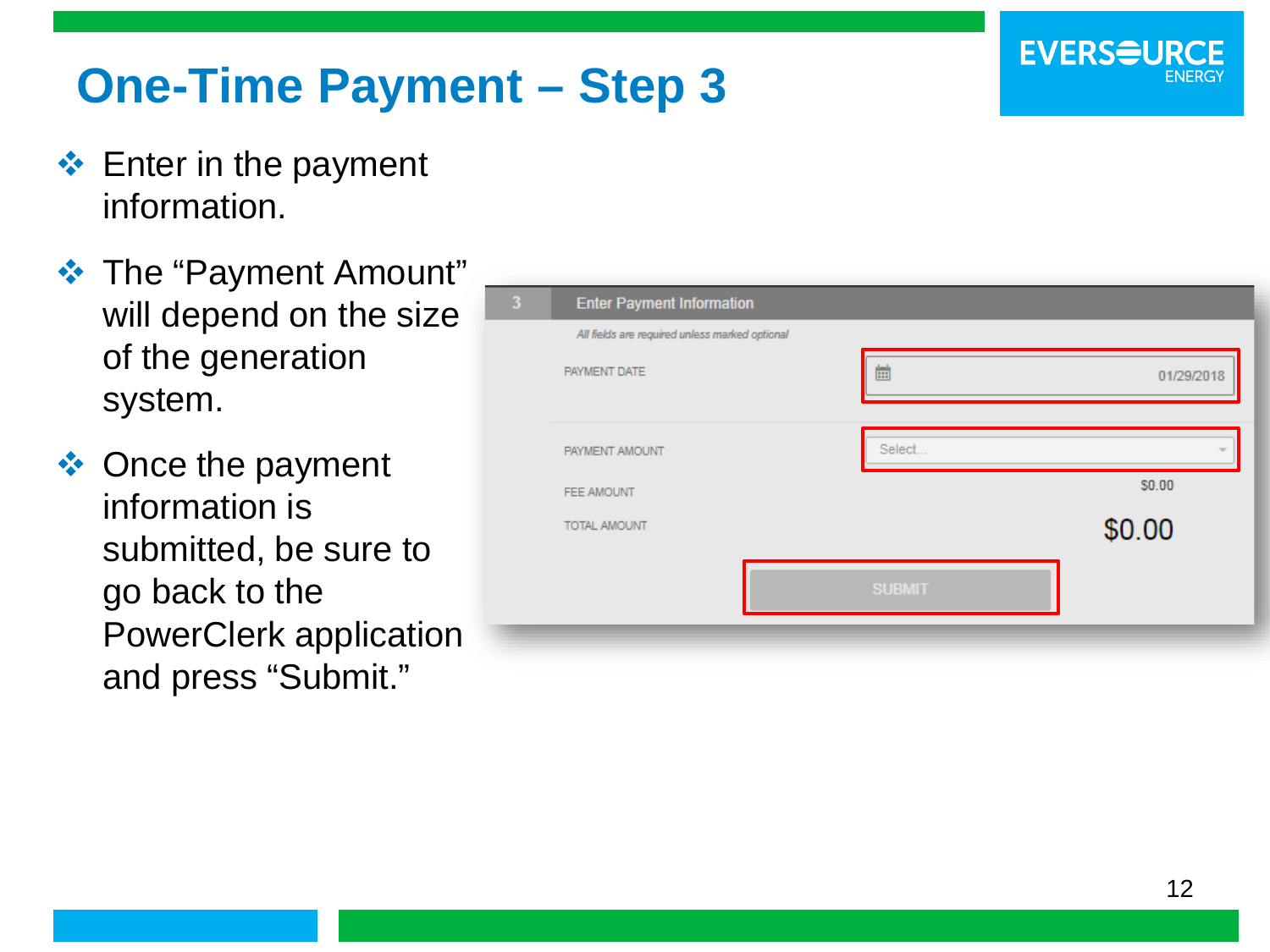# One-Time Payment – Step 3

- Enter in the payment information.
- The "Payment Amount" will depend on the size of the generation system.
- Once the payment information is submitted, be sure to go back to the PowerClerk application and press "Submit."

3 Enter Payment Information

*All fields are required unless marked optional*

PAYMENT DATE 01/29/2018

PAYMENT AMOUNT Select...

FEE AMOUNT $0.00

TOTAL AMOUNT $0.00

SUBMIT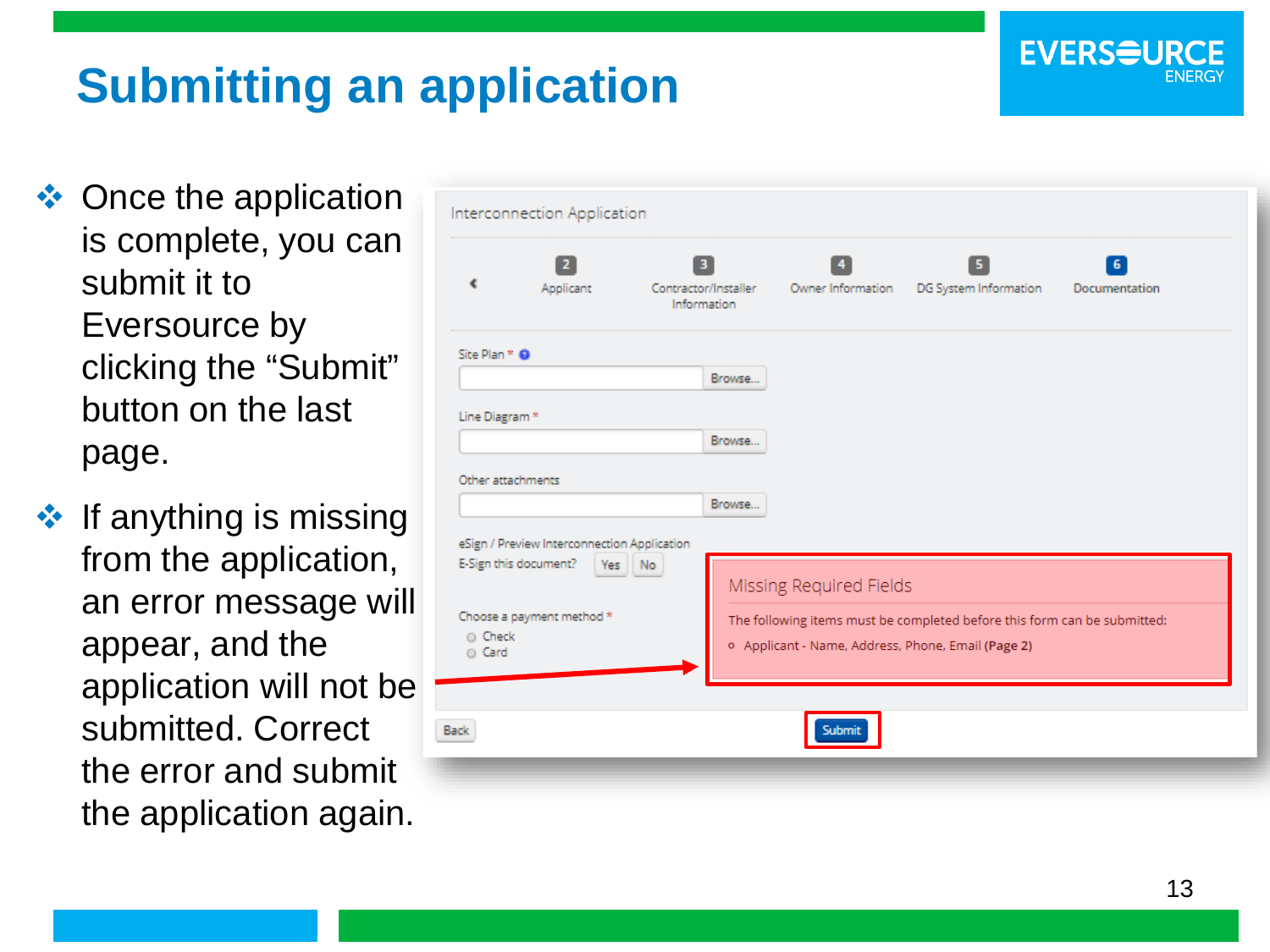# Submitting an application

- Once the application is complete, you can submit it to Eversource by clicking the "Submit" button on the last page.
- If anything is missing from the application, an error message will appear, and the application will not be submitted. Correct the error and submit the application again.

Interconnection Application

2 Applicant
3 Contractor/Installer Information
4 Owner Information
5 DG System Information
6 Documentation

Site Plan *
Browse...

Line Diagram *
Browse...

Other attachments
Browse...

eSign / Preview Interconnection Application
E-Sign this document? Yes No

Choose a payment method *
Check
Card

Missing Required Fields

The following items must be completed before this form can be submitted:

- Applicant - Name, Address, Phone, Email **(Page 2)**

Back
Submit